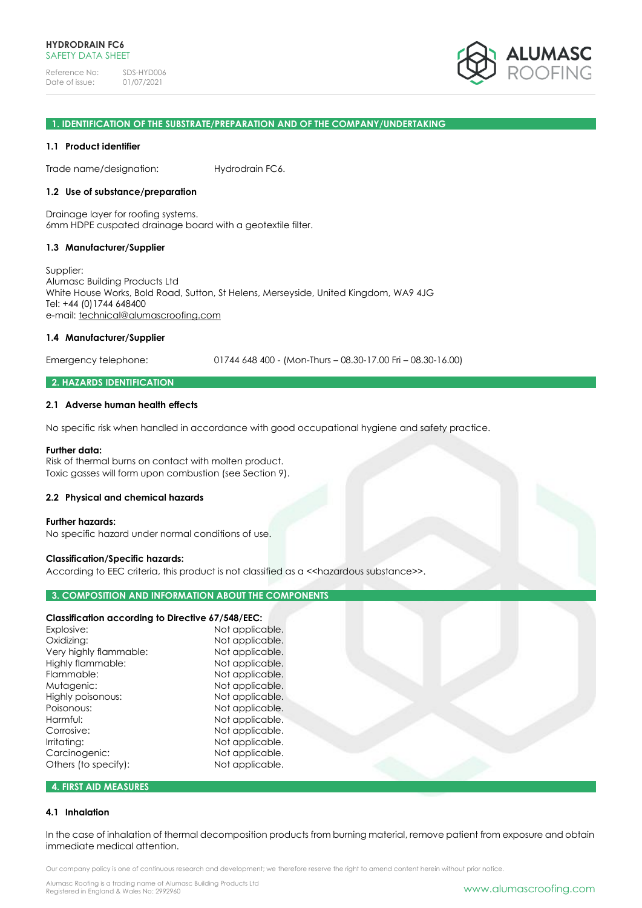**HYDRODRAIN FC6**
SAFETY DATA SHEET

Reference No: SDS-HYD006
Date of issue: 01/07/2021

ALUMASC ROOFING

## 1. IDENTIFICATION OF THE SUBSTRATE/PREPARATION AND OF THE COMPANY/UNDERTAKING

### 1.1 Product identifier

Trade name/designation: Hydrodrain FC6.

### 1.2 Use of substance/preparation

Drainage layer for roofing systems.
6mm HDPE cuspated drainage board with a geotextile filter.

### 1.3 Manufacturer/Supplier

Supplier:
Alumasc Building Products Ltd
White House Works, Bold Road, Sutton, St Helens, Merseyside, United Kingdom, WA9 4JG
Tel: +44 (0)1744 648400
e-mail: technical@alumascroofing.com

### 1.4 Manufacturer/Supplier

Emergency telephone: 01744 648 400 - (Mon-Thurs – 08.30-17.00 Fri – 08.30-16.00)

## 2. HAZARDS IDENTIFICATION

### 2.1 Adverse human health effects

No specific risk when handled in accordance with good occupational hygiene and safety practice.

**Further data:**
Risk of thermal burns on contact with molten product.
Toxic gasses will form upon combustion (see Section 9).

### 2.2 Physical and chemical hazards

**Further hazards:**
No specific hazard under normal conditions of use.

**Classification/Specific hazards:**
According to EEC criteria, this product is not classified as a <<hazardous substance>>.

## 3. COMPOSITION AND INFORMATION ABOUT THE COMPONENTS

**Classification according to Directive 67/548/EEC:**

| | |
|---|---|
| Explosive: | Not applicable. |
| Oxidizing: | Not applicable. |
| Very highly flammable: | Not applicable. |
| Highly flammable: | Not applicable. |
| Flammable: | Not applicable. |
| Mutagenic: | Not applicable. |
| Highly poisonous: | Not applicable. |
| Poisonous: | Not applicable. |
| Harmful: | Not applicable. |
| Corrosive: | Not applicable. |
| Irritating: | Not applicable. |
| Carcinogenic: | Not applicable. |
| Others (to specify): | Not applicable. |

## 4. FIRST AID MEASURES

### 4.1 Inhalation

In the case of inhalation of thermal decomposition products from burning material, remove patient from exposure and obtain immediate medical attention.

Our company policy is one of continuous research and development; we therefore reserve the right to amend content herein without prior notice.

Alumasc Roofing is a trading name of Alumasc Building Products Ltd
Registered in England & Wales No: 2992960

www.alumascroofing.com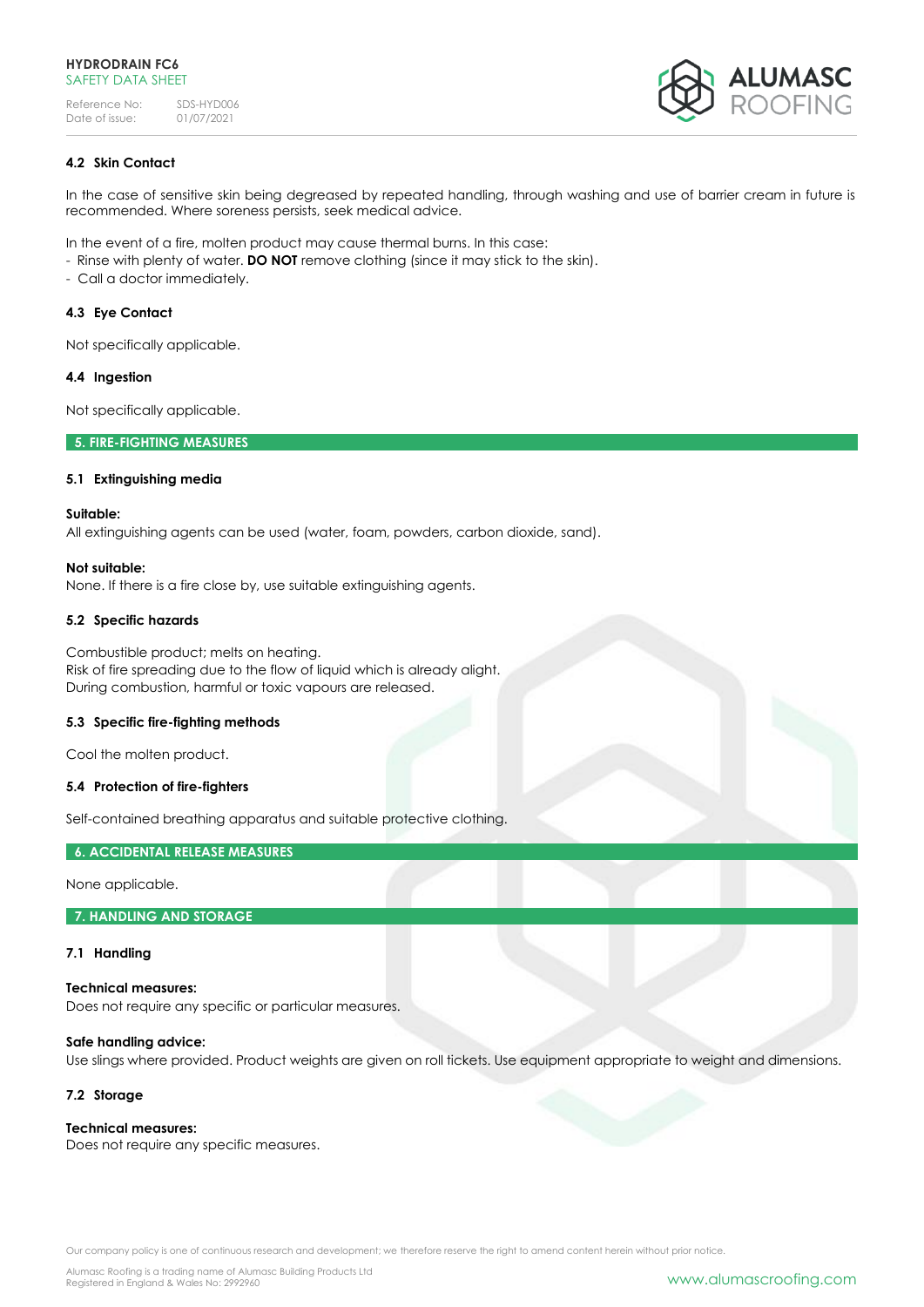### 4.2 Skin Contact

In the case of sensitive skin being degreased by repeated handling, through washing and use of barrier cream in future is recommended. Where soreness persists, seek medical advice.

In the event of a fire, molten product may cause thermal burns. In this case:
- Rinse with plenty of water. **DO NOT** remove clothing (since it may stick to the skin).
- Call a doctor immediately.

### 4.3 Eye Contact

Not specifically applicable.

### 4.4 Ingestion

Not specifically applicable.

## 5. FIRE-FIGHTING MEASURES

### 5.1 Extinguishing media

**Suitable:**
All extinguishing agents can be used (water, foam, powders, carbon dioxide, sand).

**Not suitable:**
None. If there is a fire close by, use suitable extinguishing agents.

### 5.2 Specific hazards

Combustible product; melts on heating.
Risk of fire spreading due to the flow of liquid which is already alight.
During combustion, harmful or toxic vapours are released.

### 5.3 Specific fire-fighting methods

Cool the molten product.

### 5.4 Protection of fire-fighters

Self-contained breathing apparatus and suitable protective clothing.

## 6. ACCIDENTAL RELEASE MEASURES

None applicable.

## 7. HANDLING AND STORAGE

### 7.1 Handling

**Technical measures:**
Does not require any specific or particular measures.

**Safe handling advice:**
Use slings where provided. Product weights are given on roll tickets. Use equipment appropriate to weight and dimensions.

### 7.2 Storage

**Technical measures:**
Does not require any specific measures.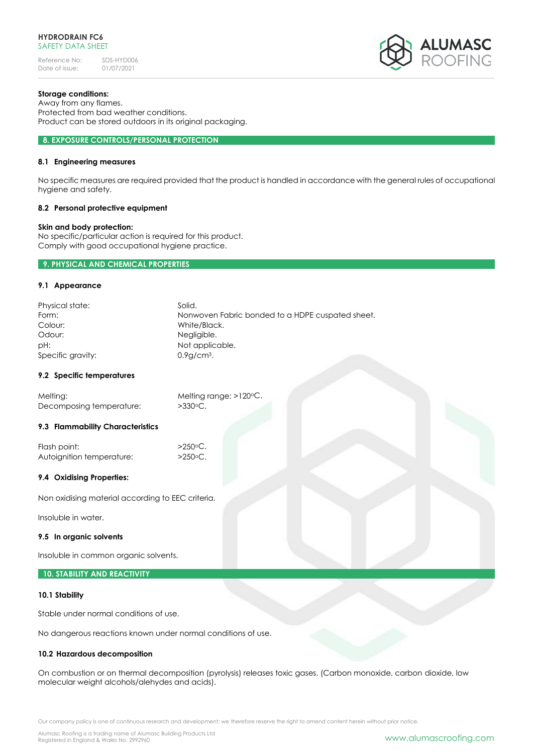**Storage conditions:**
Away from any flames.
Protected from bad weather conditions.
Product can be stored outdoors in its original packaging.

## 8. EXPOSURE CONTROLS/PERSONAL PROTECTION

### 8.1 Engineering measures

No specific measures are required provided that the product is handled in accordance with the general rules of occupational hygiene and safety.

### 8.2 Personal protective equipment

**Skin and body protection:**
No specific/particular action is required for this product.
Comply with good occupational hygiene practice.

## 9. PHYSICAL AND CHEMICAL PROPERTIES

### 9.1 Appearance

| | |
|---|---|
| Physical state: | Solid. |
| Form: | Nonwoven Fabric bonded to a HDPE cuspated sheet. |
| Colour: | White/Black. |
| Odour: | Negligible. |
| pH: | Not applicable. |
| Specific gravity: | 0.9g/cm³. |

### 9.2 Specific temperatures

| | |
|---|---|
| Melting: | Melting range: >120ºC. |
| Decomposing temperature: | >330ºC. |

### 9.3 Flammability Characteristics

| | |
|---|---|
| Flash point: | >250ºC. |
| Autoignition temperature: | >250ºC. |

### 9.4 Oxidising Properties:

Non oxidising material according to EEC criteria.

Insoluble in water.

### 9.5 In organic solvents

Insoluble in common organic solvents.

## 10. STABILITY AND REACTIVITY

### 10.1 Stability

Stable under normal conditions of use.

No dangerous reactions known under normal conditions of use.

### 10.2 Hazardous decomposition

On combustion or on thermal decomposition (pyrolysis) releases toxic gases. (Carbon monoxide, carbon dioxide, low molecular weight alcohols/alehydes and acids).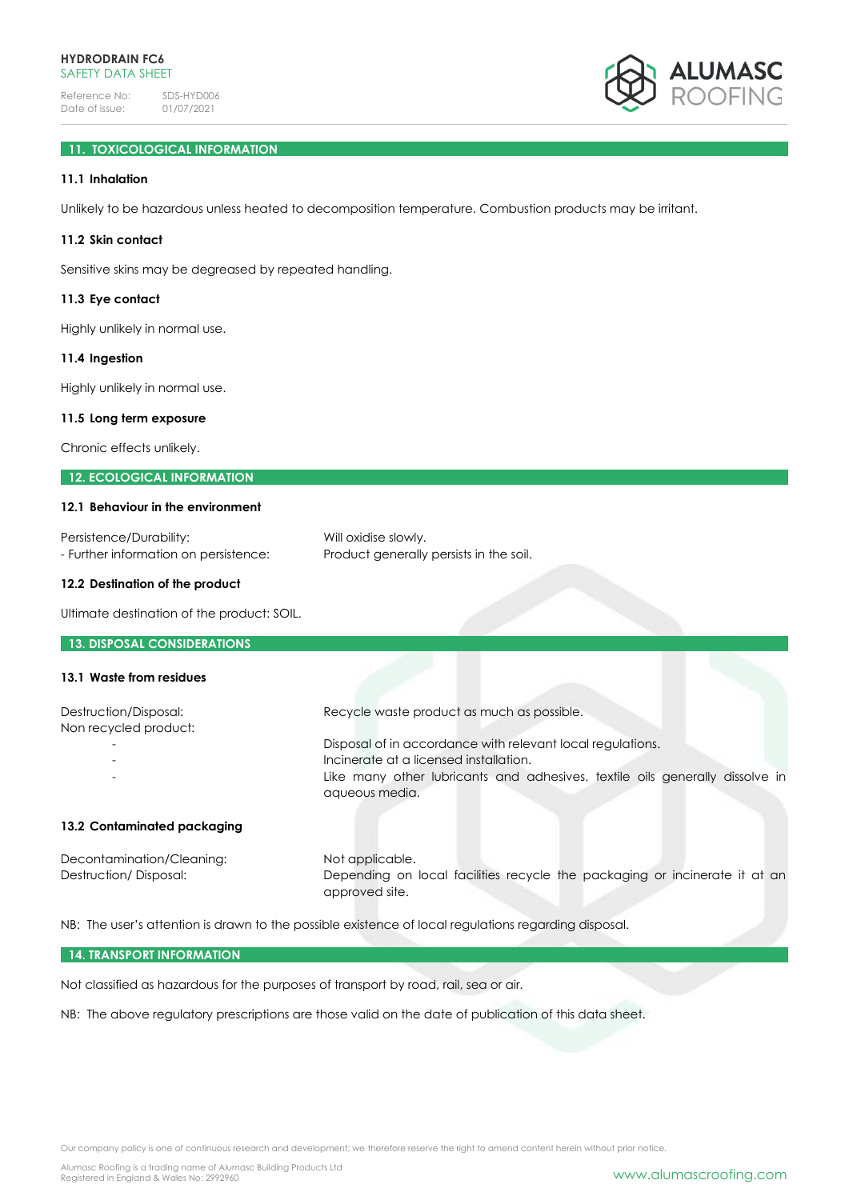## 11. TOXICOLOGICAL INFORMATION

### 11.1 Inhalation

Unlikely to be hazardous unless heated to decomposition temperature. Combustion products may be irritant.

### 11.2 Skin contact

Sensitive skins may be degreased by repeated handling.

### 11.3 Eye contact

Highly unlikely in normal use.

### 11.4 Ingestion

Highly unlikely in normal use.

### 11.5 Long term exposure

Chronic effects unlikely.

## 12. ECOLOGICAL INFORMATION

### 12.1 Behaviour in the environment

| | |
|---|---|
| Persistence/Durability: | Will oxidise slowly. |
| - Further information on persistence: | Product generally persists in the soil. |

### 12.2 Destination of the product

Ultimate destination of the product: SOIL.

## 13. DISPOSAL CONSIDERATIONS

### 13.1 Waste from residues

| | |
|---|---|
| Destruction/Disposal: | Recycle waste product as much as possible. |
| Non recycled product: | |
| - | Disposal of in accordance with relevant local regulations. |
| - | Incinerate at a licensed installation. |
| - | Like many other lubricants and adhesives, textile oils generally dissolve in aqueous media. |

### 13.2 Contaminated packaging

| | |
|---|---|
| Decontamination/Cleaning: | Not applicable. |
| Destruction/ Disposal: | Depending on local facilities recycle the packaging or incinerate it at an approved site. |

NB: The user's attention is drawn to the possible existence of local regulations regarding disposal.

## 14. TRANSPORT INFORMATION

Not classified as hazardous for the purposes of transport by road, rail, sea or air.

NB: The above regulatory prescriptions are those valid on the date of publication of this data sheet.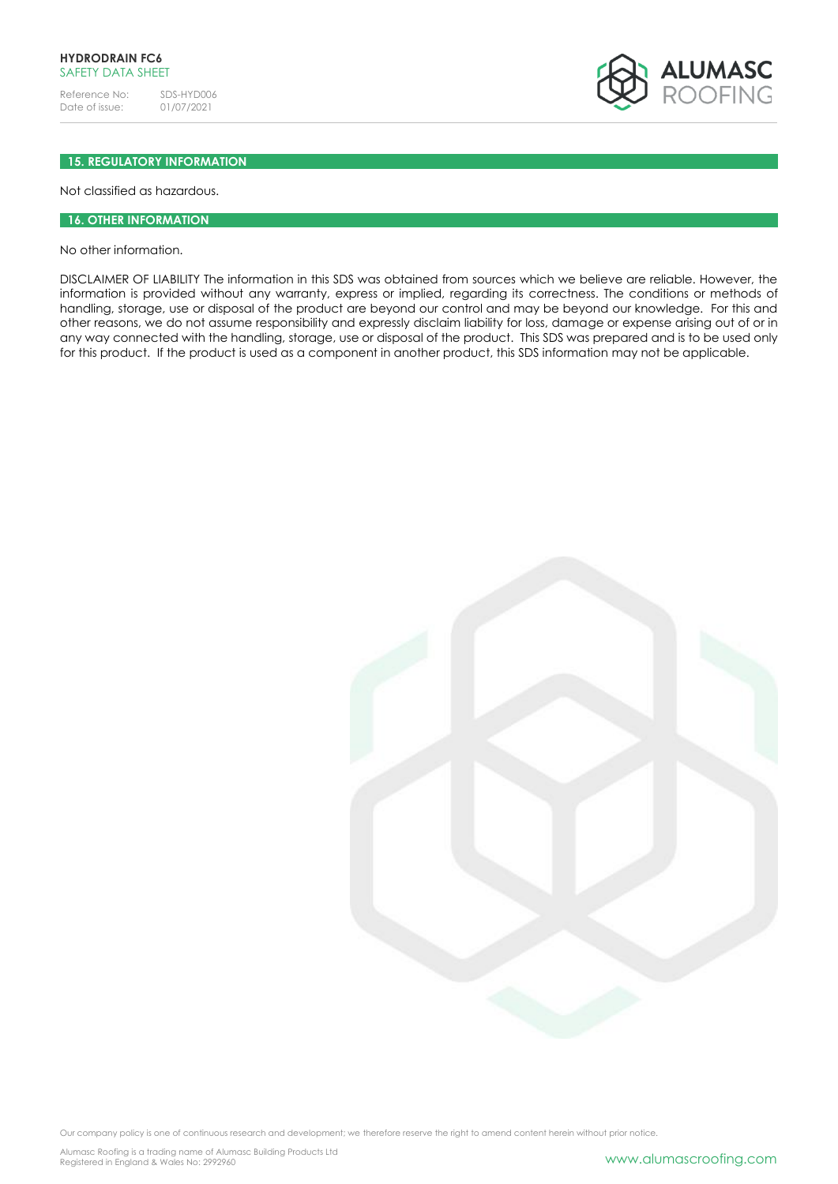## 15. REGULATORY INFORMATION

Not classified as hazardous.

## 16. OTHER INFORMATION

No other information.

DISCLAIMER OF LIABILITY The information in this SDS was obtained from sources which we believe are reliable. However, the information is provided without any warranty, express or implied, regarding its correctness. The conditions or methods of handling, storage, use or disposal of the product are beyond our control and may be beyond our knowledge. For this and other reasons, we do not assume responsibility and expressly disclaim liability for loss, damage or expense arising out of or in any way connected with the handling, storage, use or disposal of the product. This SDS was prepared and is to be used only for this product. If the product is used as a component in another product, this SDS information may not be applicable.